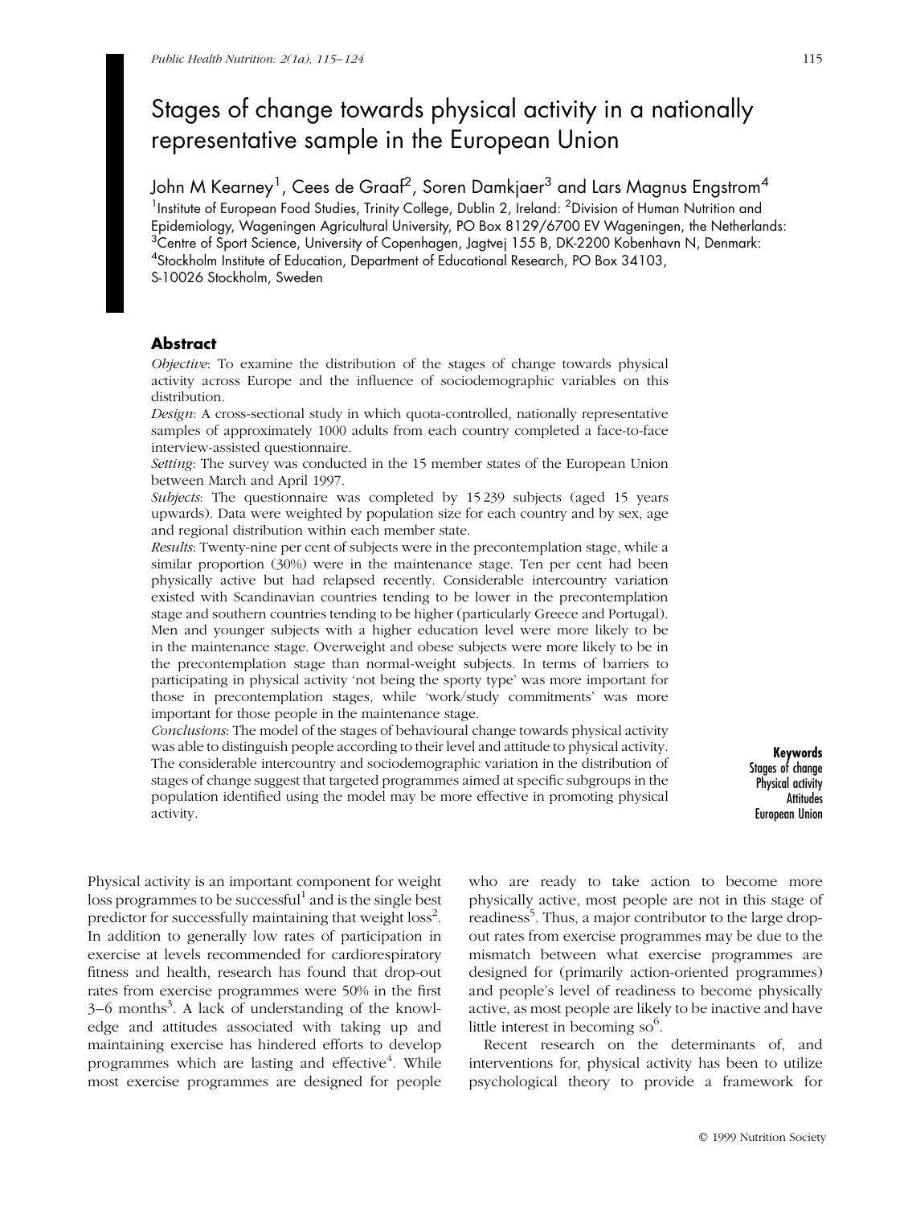# Stages of change towards physical activity in a nationally representative sample in the European Union

John M Kearney[1], Cees de Graaf[2], Soren Damkjaer[3] and Lars Magnus Engstrom[4]

[1]Institute of European Food Studies, Trinity College, Dublin 2, Ireland: [2]Division of Human Nutrition and Epidemiology, Wageningen Agricultural University, PO Box 8129/6700 EV Wageningen, the Netherlands: [3]Centre of Sport Science, University of Copenhagen, Jagtvej 155 B, DK-2200 Kobenhavn N, Denmark: [4]Stockholm Institute of Education, Department of Educational Research, PO Box 34103, S-10026 Stockholm, Sweden

## Abstract

*Objective*: To examine the distribution of the stages of change towards physical activity across Europe and the influence of sociodemographic variables on this distribution.

*Design*: A cross-sectional study in which quota-controlled, nationally representative samples of approximately 1000 adults from each country completed a face-to-face interview-assisted questionnaire.

*Setting*: The survey was conducted in the 15 member states of the European Union between March and April 1997.

*Subjects*: The questionnaire was completed by 15 239 subjects (aged 15 years upwards). Data were weighted by population size for each country and by sex, age and regional distribution within each member state.

*Results*: Twenty-nine per cent of subjects were in the precontemplation stage, while a similar proportion (30%) were in the maintenance stage. Ten per cent had been physically active but had relapsed recently. Considerable intercountry variation existed with Scandinavian countries tending to be lower in the precontemplation stage and southern countries tending to be higher (particularly Greece and Portugal). Men and younger subjects with a higher education level were more likely to be in the maintenance stage. Overweight and obese subjects were more likely to be in the precontemplation stage than normal-weight subjects. In terms of barriers to participating in physical activity 'not being the sporty type' was more important for those in precontemplation stages, while 'work/study commitments' was more important for those people in the maintenance stage.

*Conclusions*: The model of the stages of behavioural change towards physical activity was able to distinguish people according to their level and attitude to physical activity. The considerable intercountry and sociodemographic variation in the distribution of stages of change suggest that targeted programmes aimed at specific subgroups in the population identified using the model may be more effective in promoting physical activity.

**Keywords**
Stages of change
Physical activity
Attitudes
European Union

Physical activity is an important component for weight loss programmes to be successful[1] and is the single best predictor for successfully maintaining that weight loss[2]. In addition to generally low rates of participation in exercise at levels recommended for cardiorespiratory fitness and health, research has found that drop-out rates from exercise programmes were 50% in the first 3–6 months[3]. A lack of understanding of the knowledge and attitudes associated with taking up and maintaining exercise has hindered efforts to develop programmes which are lasting and effective[4]. While most exercise programmes are designed for people who are ready to take action to become more physically active, most people are not in this stage of readiness[5]. Thus, a major contributor to the large drop-out rates from exercise programmes may be due to the mismatch between what exercise programmes are designed for (primarily action-oriented programmes) and people's level of readiness to become physically active, as most people are likely to be inactive and have little interest in becoming so[6].

Recent research on the determinants of, and interventions for, physical activity has been to utilize psychological theory to provide a framework for

© 1999 Nutrition Society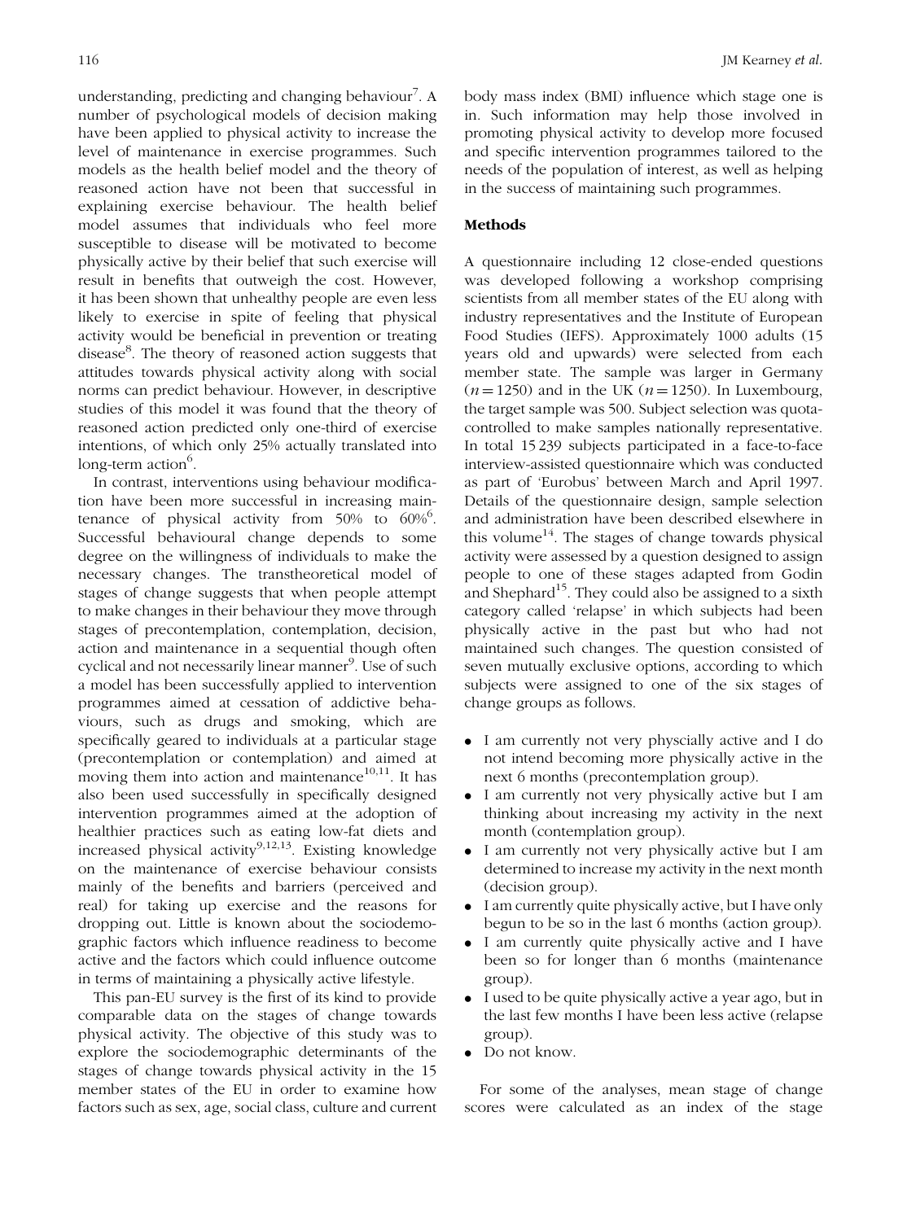understanding, predicting and changing behaviour[7]. A number of psychological models of decision making have been applied to physical activity to increase the level of maintenance in exercise programmes. Such models as the health belief model and the theory of reasoned action have not been that successful in explaining exercise behaviour. The health belief model assumes that individuals who feel more susceptible to disease will be motivated to become physically active by their belief that such exercise will result in benefits that outweigh the cost. However, it has been shown that unhealthy people are even less likely to exercise in spite of feeling that physical activity would be beneficial in prevention or treating disease[8]. The theory of reasoned action suggests that attitudes towards physical activity along with social norms can predict behaviour. However, in descriptive studies of this model it was found that the theory of reasoned action predicted only one-third of exercise intentions, of which only 25% actually translated into long-term action[6].

In contrast, interventions using behaviour modification have been more successful in increasing maintenance of physical activity from 50% to 60%[6]. Successful behavioural change depends to some degree on the willingness of individuals to make the necessary changes. The transtheoretical model of stages of change suggests that when people attempt to make changes in their behaviour they move through stages of precontemplation, contemplation, decision, action and maintenance in a sequential though often cyclical and not necessarily linear manner[9]. Use of such a model has been successfully applied to intervention programmes aimed at cessation of addictive behaviours, such as drugs and smoking, which are specifically geared to individuals at a particular stage (precontemplation or contemplation) and aimed at moving them into action and maintenance[10,11]. It has also been used successfully in specifically designed intervention programmes aimed at the adoption of healthier practices such as eating low-fat diets and increased physical activity[9,12,13]. Existing knowledge on the maintenance of exercise behaviour consists mainly of the benefits and barriers (perceived and real) for taking up exercise and the reasons for dropping out. Little is known about the sociodemographic factors which influence readiness to become active and the factors which could influence outcome in terms of maintaining a physically active lifestyle.

This pan-EU survey is the first of its kind to provide comparable data on the stages of change towards physical activity. The objective of this study was to explore the sociodemographic determinants of the stages of change towards physical activity in the 15 member states of the EU in order to examine how factors such as sex, age, social class, culture and current body mass index (BMI) influence which stage one is in. Such information may help those involved in promoting physical activity to develop more focused and specific intervention programmes tailored to the needs of the population of interest, as well as helping in the success of maintaining such programmes.

## Methods

A questionnaire including 12 close-ended questions was developed following a workshop comprising scientists from all member states of the EU along with industry representatives and the Institute of European Food Studies (IEFS). Approximately 1000 adults (15 years old and upwards) were selected from each member state. The sample was larger in Germany ($n = 1250$) and in the UK ($n = 1250$). In Luxembourg, the target sample was 500. Subject selection was quota-controlled to make samples nationally representative. In total 15 239 subjects participated in a face-to-face interview-assisted questionnaire which was conducted as part of 'Eurobus' between March and April 1997. Details of the questionnaire design, sample selection and administration have been described elsewhere in this volume[14]. The stages of change towards physical activity were assessed by a question designed to assign people to one of these stages adapted from Godin and Shephard[15]. They could also be assigned to a sixth category called 'relapse' in which subjects had been physically active in the past but who had not maintained such changes. The question consisted of seven mutually exclusive options, according to which subjects were assigned to one of the six stages of change groups as follows.

- I am currently not very physcially active and I do not intend becoming more physically active in the next 6 months (precontemplation group).
- I am currently not very physically active but I am thinking about increasing my activity in the next month (contemplation group).
- I am currently not very physically active but I am determined to increase my activity in the next month (decision group).
- I am currently quite physically active, but I have only begun to be so in the last 6 months (action group).
- I am currently quite physically active and I have been so for longer than 6 months (maintenance group).
- I used to be quite physically active a year ago, but in the last few months I have been less active (relapse group).
- Do not know.

For some of the analyses, mean stage of change scores were calculated as an index of the stage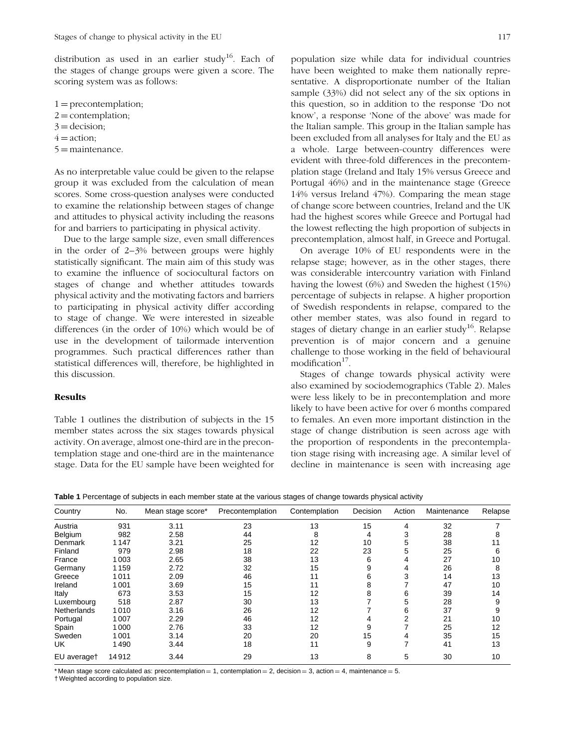distribution as used in an earlier study[16]. Each of the stages of change groups were given a score. The scoring system was as follows:

1 = precontemplation;
2 = contemplation;
3 = decision;
4 = action;
5 = maintenance.

As no interpretable value could be given to the relapse group it was excluded from the calculation of mean scores. Some cross-question analyses were conducted to examine the relationship between stages of change and attitudes to physical activity including the reasons for and barriers to participating in physical activity.

Due to the large sample size, even small differences in the order of 2–3% between groups were highly statistically significant. The main aim of this study was to examine the influence of sociocultural factors on stages of change and whether attitudes towards physical activity and the motivating factors and barriers to participating in physical activity differ according to stage of change. We were interested in sizeable differences (in the order of 10%) which would be of use in the development of tailormade intervention programmes. Such practical differences rather than statistical differences will, therefore, be highlighted in this discussion.

## Results

Table 1 outlines the distribution of subjects in the 15 member states across the six stages towards physical activity. On average, almost one-third are in the precontemplation stage and one-third are in the maintenance stage. Data for the EU sample have been weighted for population size while data for individual countries have been weighted to make them nationally representative. A disproportionate number of the Italian sample (33%) did not select any of the six options in this question, so in addition to the response 'Do not know', a response 'None of the above' was made for the Italian sample. This group in the Italian sample has been excluded from all analyses for Italy and the EU as a whole. Large between-country differences were evident with three-fold differences in the precontemplation stage (Ireland and Italy 15% versus Greece and Portugal 46%) and in the maintenance stage (Greece 14% versus Ireland 47%). Comparing the mean stage of change score between countries, Ireland and the UK had the highest scores while Greece and Portugal had the lowest reflecting the high proportion of subjects in precontemplation, almost half, in Greece and Portugal.

On average 10% of EU respondents were in the relapse stage; however, as in the other stages, there was considerable intercountry variation with Finland having the lowest (6%) and Sweden the highest (15%) percentage of subjects in relapse. A higher proportion of Swedish respondents in relapse, compared to the other member states, was also found in regard to stages of dietary change in an earlier study[16]. Relapse prevention is of major concern and a genuine challenge to those working in the field of behavioural modification[17].

Stages of change towards physical activity were also examined by sociodemographics (Table 2). Males were less likely to be in precontemplation and more likely to have been active for over 6 months compared to females. An even more important distinction in the stage of change distribution is seen across age with the proportion of respondents in the precontemplation stage rising with increasing age. A similar level of decline in maintenance is seen with increasing age

**Table 1** Percentage of subjects in each member state at the various stages of change towards physical activity

| Country | No. | Mean stage score* | Precontemplation | Contemplation | Decision | Action | Maintenance | Relapse |
|---|---|---|---|---|---|---|---|---|
| Austria | 931 | 3.11 | 23 | 13 | 15 | 4 | 32 | 7 |
| Belgium | 982 | 2.58 | 44 | 8 | 4 | 3 | 28 | 8 |
| Denmark | 1147 | 3.21 | 25 | 12 | 10 | 5 | 38 | 11 |
| Finland | 979 | 2.98 | 18 | 22 | 23 | 5 | 25 | 6 |
| France | 1003 | 2.65 | 38 | 13 | 6 | 4 | 27 | 10 |
| Germany | 1159 | 2.72 | 32 | 15 | 9 | 4 | 26 | 8 |
| Greece | 1011 | 2.09 | 46 | 11 | 6 | 3 | 14 | 13 |
| Ireland | 1001 | 3.69 | 15 | 11 | 8 | 7 | 47 | 10 |
| Italy | 673 | 3.53 | 15 | 12 | 8 | 6 | 39 | 14 |
| Luxembourg | 518 | 2.87 | 30 | 13 | 7 | 5 | 28 | 9 |
| Netherlands | 1010 | 3.16 | 26 | 12 | 7 | 6 | 37 | 9 |
| Portugal | 1007 | 2.29 | 46 | 12 | 4 | 2 | 21 | 10 |
| Spain | 1000 | 2.76 | 33 | 12 | 9 | 7 | 25 | 12 |
| Sweden | 1001 | 3.14 | 20 | 20 | 15 | 4 | 35 | 15 |
| UK | 1490 | 3.44 | 18 | 11 | 9 | 7 | 41 | 13 |
| EU average† | 14912 | 3.44 | 29 | 13 | 8 | 5 | 30 | 10 |

\* Mean stage score calculated as: precontemplation = 1, contemplation = 2, decision = 3, action = 4, maintenance = 5.
† Weighted according to population size.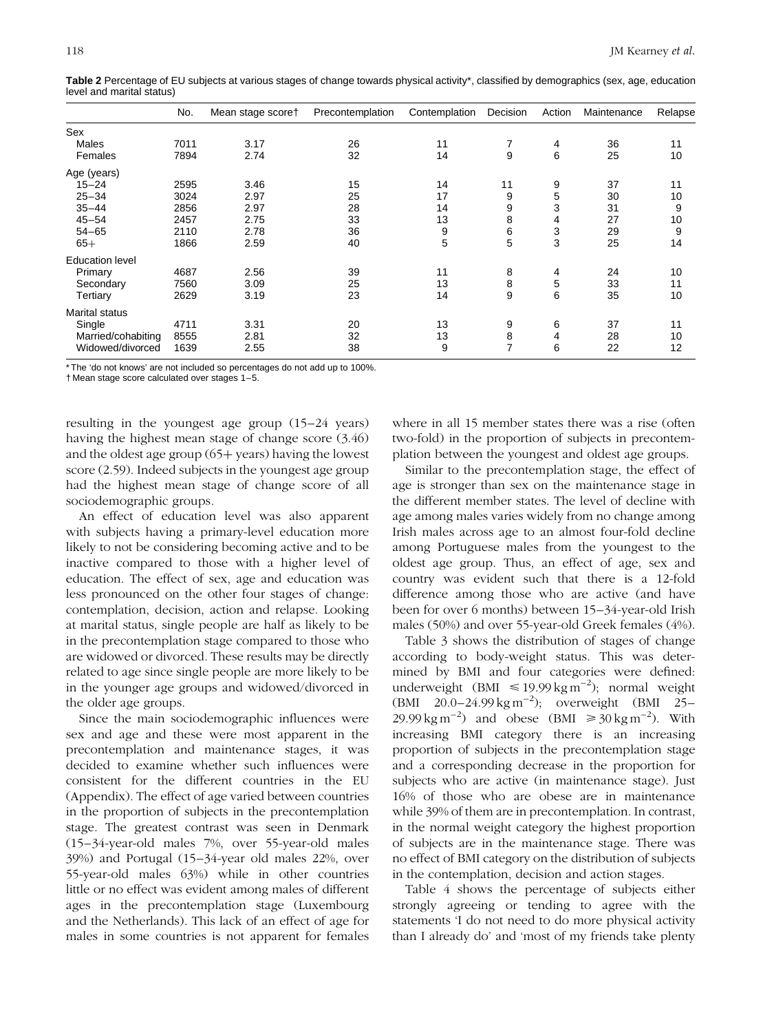**Table 2** Percentage of EU subjects at various stages of change towards physical activity*, classified by demographics (sex, age, education level and marital status)

| | No. | Mean stage score† | Precontemplation | Contemplation | Decision | Action | Maintenance | Relapse |
|---|---|---|---|---|---|---|---|---|
| Sex | | | | | | | | |
| Males | 7011 | 3.17 | 26 | 11 | 7 | 4 | 36 | 11 |
| Females | 7894 | 2.74 | 32 | 14 | 9 | 6 | 25 | 10 |
| Age (years) | | | | | | | | |
| 15–24 | 2595 | 3.46 | 15 | 14 | 11 | 9 | 37 | 11 |
| 25–34 | 3024 | 2.97 | 25 | 17 | 9 | 5 | 30 | 10 |
| 35–44 | 2856 | 2.97 | 28 | 14 | 9 | 3 | 31 | 9 |
| 45–54 | 2457 | 2.75 | 33 | 13 | 8 | 4 | 27 | 10 |
| 54–65 | 2110 | 2.78 | 36 | 9 | 6 | 3 | 29 | 9 |
| 65+ | 1866 | 2.59 | 40 | 5 | 5 | 3 | 25 | 14 |
| Education level | | | | | | | | |
| Primary | 4687 | 2.56 | 39 | 11 | 8 | 4 | 24 | 10 |
| Secondary | 7560 | 3.09 | 25 | 13 | 8 | 5 | 33 | 11 |
| Tertiary | 2629 | 3.19 | 23 | 14 | 9 | 6 | 35 | 10 |
| Marital status | | | | | | | | |
| Single | 4711 | 3.31 | 20 | 13 | 9 | 6 | 37 | 11 |
| Married/cohabiting | 8555 | 2.81 | 32 | 13 | 8 | 4 | 28 | 10 |
| Widowed/divorced | 1639 | 2.55 | 38 | 9 | 7 | 6 | 22 | 12 |

*The 'do not knows' are not included so percentages do not add up to 100%.
†Mean stage score calculated over stages 1–5.

resulting in the youngest age group (15–24 years) having the highest mean stage of change score (3.46) and the oldest age group (65+ years) having the lowest score (2.59). Indeed subjects in the youngest age group had the highest mean stage of change score of all sociodemographic groups.

An effect of education level was also apparent with subjects having a primary-level education more likely to not be considering becoming active and to be inactive compared to those with a higher level of education. The effect of sex, age and education was less pronounced on the other four stages of change: contemplation, decision, action and relapse. Looking at marital status, single people are half as likely to be in the precontemplation stage compared to those who are widowed or divorced. These results may be directly related to age since single people are more likely to be in the younger age groups and widowed/divorced in the older age groups.

Since the main sociodemographic influences were sex and age and these were most apparent in the precontemplation and maintenance stages, it was decided to examine whether such influences were consistent for the different countries in the EU (Appendix). The effect of age varied between countries in the proportion of subjects in the precontemplation stage. The greatest contrast was seen in Denmark (15–34-year-old males 7%, over 55-year-old males 39%) and Portugal (15–34-year old males 22%, over 55-year-old males 63%) while in other countries little or no effect was evident among males of different ages in the precontemplation stage (Luxembourg and the Netherlands). This lack of an effect of age for males in some countries is not apparent for females where in all 15 member states there was a rise (often two-fold) in the proportion of subjects in precontemplation between the youngest and oldest age groups.

Similar to the precontemplation stage, the effect of age is stronger than sex on the maintenance stage in the different member states. The level of decline with age among males varies widely from no change among Irish males across age to an almost four-fold decline among Portuguese males from the youngest to the oldest age group. Thus, an effect of age, sex and country was evident such that there is a 12-fold difference among those who are active (and have been for over 6 months) between 15–34-year-old Irish males (50%) and over 55-year-old Greek females (4%).

Table 3 shows the distribution of stages of change according to body-weight status. This was determined by BMI and four categories were defined: underweight (BMI $\leqslant 19.99\,\mathrm{kg\,m^{-2}}$); normal weight (BMI $20.0$–$24.99\,\mathrm{kg\,m^{-2}}$); overweight (BMI $25$–$29.99\,\mathrm{kg\,m^{-2}}$) and obese (BMI $\geqslant 30\,\mathrm{kg\,m^{-2}}$). With increasing BMI category there is an increasing proportion of subjects in the precontemplation stage and a corresponding decrease in the proportion for subjects who are active (in maintenance stage). Just 16% of those who are obese are in maintenance while 39% of them are in precontemplation. In contrast, in the normal weight category the highest proportion of subjects are in the maintenance stage. There was no effect of BMI category on the distribution of subjects in the contemplation, decision and action stages.

Table 4 shows the percentage of subjects either strongly agreeing or tending to agree with the statements 'I do not need to do more physical activity than I already do' and 'most of my friends take plenty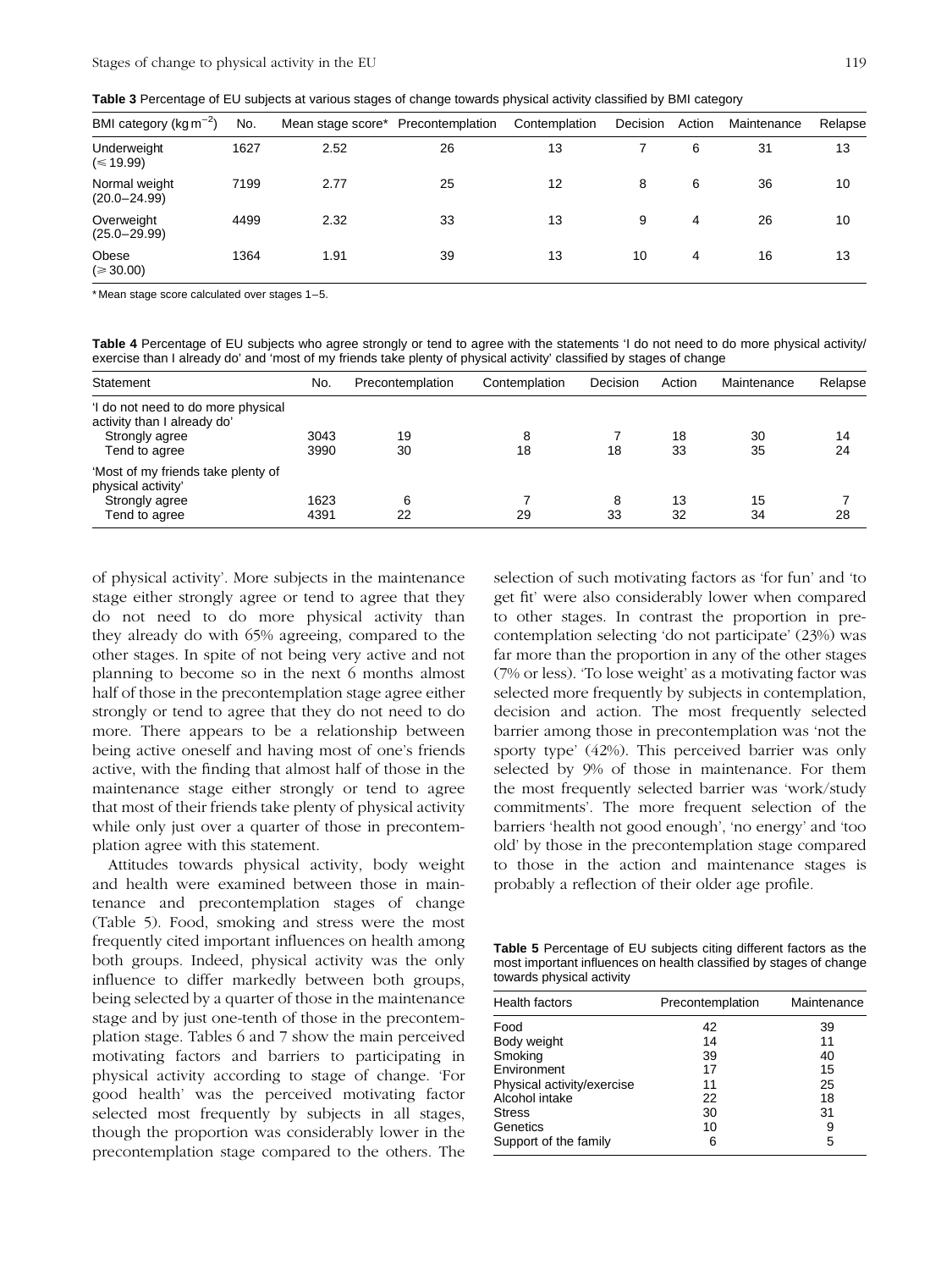**Table 3** Percentage of EU subjects at various stages of change towards physical activity classified by BMI category

| BMI category (kg m$^{-2}$) | No. | Mean stage score* | Precontemplation | Contemplation | Decision | Action | Maintenance | Relapse |
|---|---|---|---|---|---|---|---|---|
| Underweight (≤19.99) | 1627 | 2.52 | 26 | 13 | 7 | 6 | 31 | 13 |
| Normal weight (20.0–24.99) | 7199 | 2.77 | 25 | 12 | 8 | 6 | 36 | 10 |
| Overweight (25.0–29.99) | 4499 | 2.32 | 33 | 13 | 9 | 4 | 26 | 10 |
| Obese (≥30.00) | 1364 | 1.91 | 39 | 13 | 10 | 4 | 16 | 13 |

*Mean stage score calculated over stages 1–5.

**Table 4** Percentage of EU subjects who agree strongly or tend to agree with the statements 'I do not need to do more physical activity/ exercise than I already do' and 'most of my friends take plenty of physical activity' classified by stages of change

| Statement | No. | Precontemplation | Contemplation | Decision | Action | Maintenance | Relapse |
|---|---|---|---|---|---|---|---|
| 'I do not need to do more physical activity than I already do' | | | | | | | |
| Strongly agree | 3043 | 19 | 8 | 7 | 18 | 30 | 14 |
| Tend to agree | 3990 | 30 | 18 | 18 | 33 | 35 | 24 |
| 'Most of my friends take plenty of physical activity' | | | | | | | |
| Strongly agree | 1623 | 6 | 7 | 8 | 13 | 15 | 7 |
| Tend to agree | 4391 | 22 | 29 | 33 | 32 | 34 | 28 |

of physical activity'. More subjects in the maintenance stage either strongly agree or tend to agree that they do not need to do more physical activity than they already do with 65% agreeing, compared to the other stages. In spite of not being very active and not planning to become so in the next 6 months almost half of those in the precontemplation stage agree either strongly or tend to agree that they do not need to do more. There appears to be a relationship between being active oneself and having most of one's friends active, with the finding that almost half of those in the maintenance stage either strongly or tend to agree that most of their friends take plenty of physical activity while only just over a quarter of those in precontemplation agree with this statement.

Attitudes towards physical activity, body weight and health were examined between those in maintenance and precontemplation stages of change (Table 5). Food, smoking and stress were the most frequently cited important influences on health among both groups. Indeed, physical activity was the only influence to differ markedly between both groups, being selected by a quarter of those in the maintenance stage and by just one-tenth of those in the precontemplation stage. Tables 6 and 7 show the main perceived motivating factors and barriers to participating in physical activity according to stage of change. 'For good health' was the perceived motivating factor selected most frequently by subjects in all stages, though the proportion was considerably lower in the precontemplation stage compared to the others. The selection of such motivating factors as 'for fun' and 'to get fit' were also considerably lower when compared to other stages. In contrast the proportion in precontemplation selecting 'do not participate' (23%) was far more than the proportion in any of the other stages (7% or less). 'To lose weight' as a motivating factor was selected more frequently by subjects in contemplation, decision and action. The most frequently selected barrier among those in precontemplation was 'not the sporty type' (42%). This perceived barrier was only selected by 9% of those in maintenance. For them the most frequently selected barrier was 'work/study commitments'. The more frequent selection of the barriers 'health not good enough', 'no energy' and 'too old' by those in the precontemplation stage compared to those in the action and maintenance stages is probably a reflection of their older age profile.

**Table 5** Percentage of EU subjects citing different factors as the most important influences on health classified by stages of change towards physical activity

| Health factors | Precontemplation | Maintenance |
|---|---|---|
| Food | 42 | 39 |
| Body weight | 14 | 11 |
| Smoking | 39 | 40 |
| Environment | 17 | 15 |
| Physical activity/exercise | 11 | 25 |
| Alcohol intake | 22 | 18 |
| Stress | 30 | 31 |
| Genetics | 10 | 9 |
| Support of the family | 6 | 5 |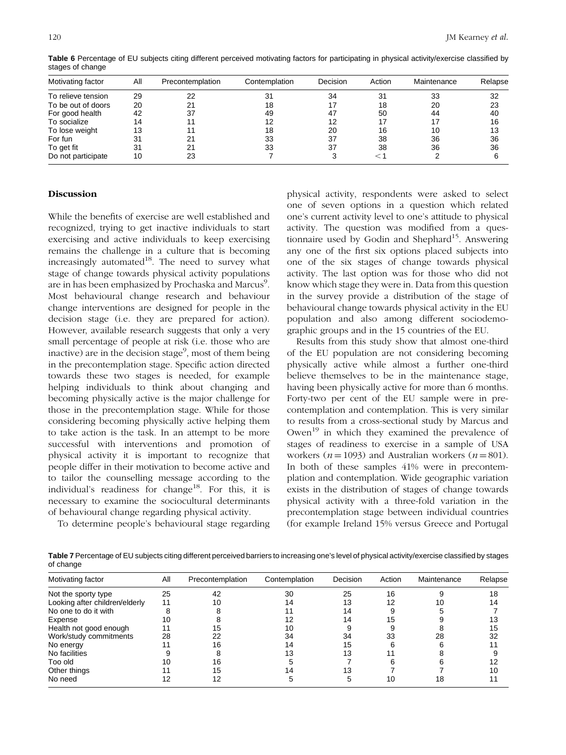**Table 6** Percentage of EU subjects citing different perceived motivating factors for participating in physical activity/exercise classified by stages of change

| Motivating factor | All | Precontemplation | Contemplation | Decision | Action | Maintenance | Relapse |
|---|---|---|---|---|---|---|---|
| To relieve tension | 29 | 22 | 31 | 34 | 31 | 33 | 32 |
| To be out of doors | 20 | 21 | 18 | 17 | 18 | 20 | 23 |
| For good health | 42 | 37 | 49 | 47 | 50 | 44 | 40 |
| To socialize | 14 | 11 | 12 | 12 | 17 | 17 | 16 |
| To lose weight | 13 | 11 | 18 | 20 | 16 | 10 | 13 |
| For fun | 31 | 21 | 33 | 37 | 38 | 36 | 36 |
| To get fit | 31 | 21 | 33 | 37 | 38 | 36 | 36 |
| Do not participate | 10 | 23 | 7 | 3 | $<1$ | 2 | 6 |

## Discussion

While the benefits of exercise are well established and recognized, trying to get inactive individuals to start exercising and active individuals to keep exercising remains the challenge in a culture that is becoming increasingly automated[18]. The need to survey what stage of change towards physical activity populations are in has been emphasized by Prochaska and Marcus[9]. Most behavioural change research and behaviour change interventions are designed for people in the decision stage (i.e. they are prepared for action). However, available research suggests that only a very small percentage of people at risk (i.e. those who are inactive) are in the decision stage[9], most of them being in the precontemplation stage. Specific action directed towards these two stages is needed, for example helping individuals to think about changing and becoming physically active is the major challenge for those in the precontemplation stage. While for those considering becoming physically active helping them to take action is the task. In an attempt to be more successful with interventions and promotion of physical activity it is important to recognize that people differ in their motivation to become active and to tailor the counselling message according to the individual's readiness for change[18]. For this, it is necessary to examine the sociocultural determinants of behavioural change regarding physical activity.

To determine people's behavioural stage regarding physical activity, respondents were asked to select one of seven options in a question which related one's current activity level to one's attitude to physical activity. The question was modified from a questionnaire used by Godin and Shephard[15]. Answering any one of the first six options placed subjects into one of the six stages of change towards physical activity. The last option was for those who did not know which stage they were in. Data from this question in the survey provide a distribution of the stage of behavioural change towards physical activity in the EU population and also among different sociodemographic groups and in the 15 countries of the EU.

Results from this study show that almost one-third of the EU population are not considering becoming physically active while almost a further one-third believe themselves to be in the maintenance stage, having been physically active for more than 6 months. Forty-two per cent of the EU sample were in precontemplation and contemplation. This is very similar to results from a cross-sectional study by Marcus and Owen[19] in which they examined the prevalence of stages of readiness to exercise in a sample of USA workers ($n = 1093$) and Australian workers ($n = 801$). In both of these samples 41% were in precontemplation and contemplation. Wide geographic variation exists in the distribution of stages of change towards physical activity with a three-fold variation in the precontemplation stage between individual countries (for example Ireland 15% versus Greece and Portugal

**Table 7** Percentage of EU subjects citing different perceived barriers to increasing one's level of physical activity/exercise classified by stages of change

| Motivating factor | All | Precontemplation | Contemplation | Decision | Action | Maintenance | Relapse |
|---|---|---|---|---|---|---|---|
| Not the sporty type | 25 | 42 | 30 | 25 | 16 | 9 | 18 |
| Looking after children/elderly | 11 | 10 | 14 | 13 | 12 | 10 | 14 |
| No one to do it with | 8 | 8 | 11 | 14 | 9 | 5 | 7 |
| Expense | 10 | 8 | 12 | 14 | 15 | 9 | 13 |
| Health not good enough | 11 | 15 | 10 | 9 | 9 | 8 | 15 |
| Work/study commitments | 28 | 22 | 34 | 34 | 33 | 28 | 32 |
| No energy | 11 | 16 | 14 | 15 | 6 | 6 | 11 |
| No facilities | 9 | 8 | 13 | 13 | 11 | 8 | 9 |
| Too old | 10 | 16 | 5 | 7 | 6 | 6 | 12 |
| Other things | 11 | 15 | 14 | 13 | 7 | 7 | 10 |
| No need | 12 | 12 | 5 | 5 | 10 | 18 | 11 |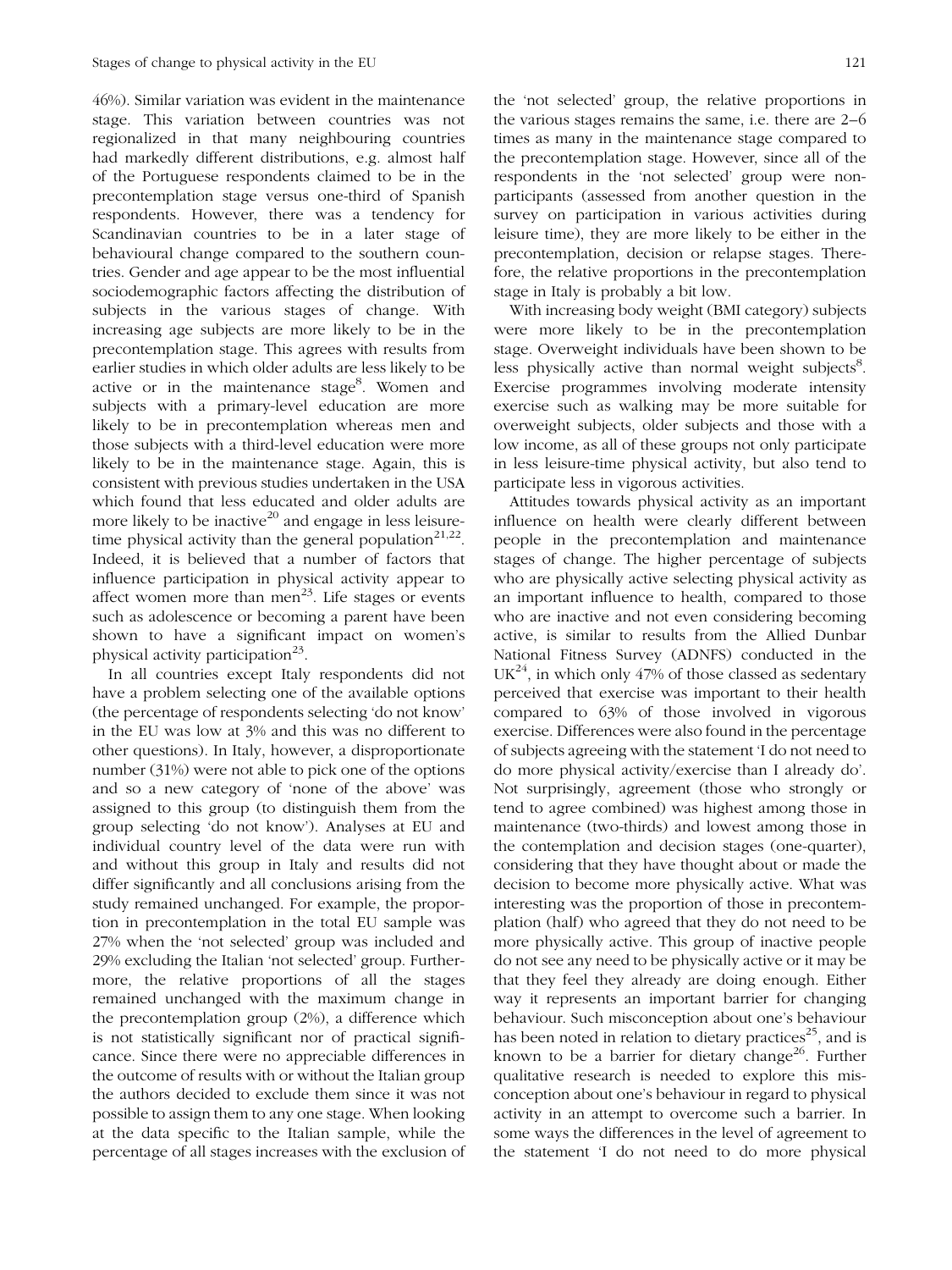46%). Similar variation was evident in the maintenance stage. This variation between countries was not regionalized in that many neighbouring countries had markedly different distributions, e.g. almost half of the Portuguese respondents claimed to be in the precontemplation stage versus one-third of Spanish respondents. However, there was a tendency for Scandinavian countries to be in a later stage of behavioural change compared to the southern countries. Gender and age appear to be the most influential sociodemographic factors affecting the distribution of subjects in the various stages of change. With increasing age subjects are more likely to be in the precontemplation stage. This agrees with results from earlier studies in which older adults are less likely to be active or in the maintenance stage[8]. Women and subjects with a primary-level education are more likely to be in precontemplation whereas men and those subjects with a third-level education were more likely to be in the maintenance stage. Again, this is consistent with previous studies undertaken in the USA which found that less educated and older adults are more likely to be inactive[20] and engage in less leisure-time physical activity than the general population[21,22]. Indeed, it is believed that a number of factors that influence participation in physical activity appear to affect women more than men[23]. Life stages or events such as adolescence or becoming a parent have been shown to have a significant impact on women's physical activity participation[23].

In all countries except Italy respondents did not have a problem selecting one of the available options (the percentage of respondents selecting 'do not know' in the EU was low at 3% and this was no different to other questions). In Italy, however, a disproportionate number (31%) were not able to pick one of the options and so a new category of 'none of the above' was assigned to this group (to distinguish them from the group selecting 'do not know'). Analyses at EU and individual country level of the data were run with and without this group in Italy and results did not differ significantly and all conclusions arising from the study remained unchanged. For example, the proportion in precontemplation in the total EU sample was 27% when the 'not selected' group was included and 29% excluding the Italian 'not selected' group. Furthermore, the relative proportions of all the stages remained unchanged with the maximum change in the precontemplation group (2%), a difference which is not statistically significant nor of practical significance. Since there were no appreciable differences in the outcome of results with or without the Italian group the authors decided to exclude them since it was not possible to assign them to any one stage. When looking at the data specific to the Italian sample, while the percentage of all stages increases with the exclusion of the 'not selected' group, the relative proportions in the various stages remains the same, i.e. there are 2–6 times as many in the maintenance stage compared to the precontemplation stage. However, since all of the respondents in the 'not selected' group were non-participants (assessed from another question in the survey on participation in various activities during leisure time), they are more likely to be either in the precontemplation, decision or relapse stages. Therefore, the relative proportions in the precontemplation stage in Italy is probably a bit low.

With increasing body weight (BMI category) subjects were more likely to be in the precontemplation stage. Overweight individuals have been shown to be less physically active than normal weight subjects[8]. Exercise programmes involving moderate intensity exercise such as walking may be more suitable for overweight subjects, older subjects and those with a low income, as all of these groups not only participate in less leisure-time physical activity, but also tend to participate less in vigorous activities.

Attitudes towards physical activity as an important influence on health were clearly different between people in the precontemplation and maintenance stages of change. The higher percentage of subjects who are physically active selecting physical activity as an important influence to health, compared to those who are inactive and not even considering becoming active, is similar to results from the Allied Dunbar National Fitness Survey (ADNFS) conducted in the UK[24], in which only 47% of those classed as sedentary perceived that exercise was important to their health compared to 63% of those involved in vigorous exercise. Differences were also found in the percentage of subjects agreeing with the statement 'I do not need to do more physical activity/exercise than I already do'. Not surprisingly, agreement (those who strongly or tend to agree combined) was highest among those in maintenance (two-thirds) and lowest among those in the contemplation and decision stages (one-quarter), considering that they have thought about or made the decision to become more physically active. What was interesting was the proportion of those in precontemplation (half) who agreed that they do not need to be more physically active. This group of inactive people do not see any need to be physically active or it may be that they feel they already are doing enough. Either way it represents an important barrier for changing behaviour. Such misconception about one's behaviour has been noted in relation to dietary practices[25], and is known to be a barrier for dietary change[26]. Further qualitative research is needed to explore this misconception about one's behaviour in regard to physical activity in an attempt to overcome such a barrier. In some ways the differences in the level of agreement to the statement 'I do not need to do more physical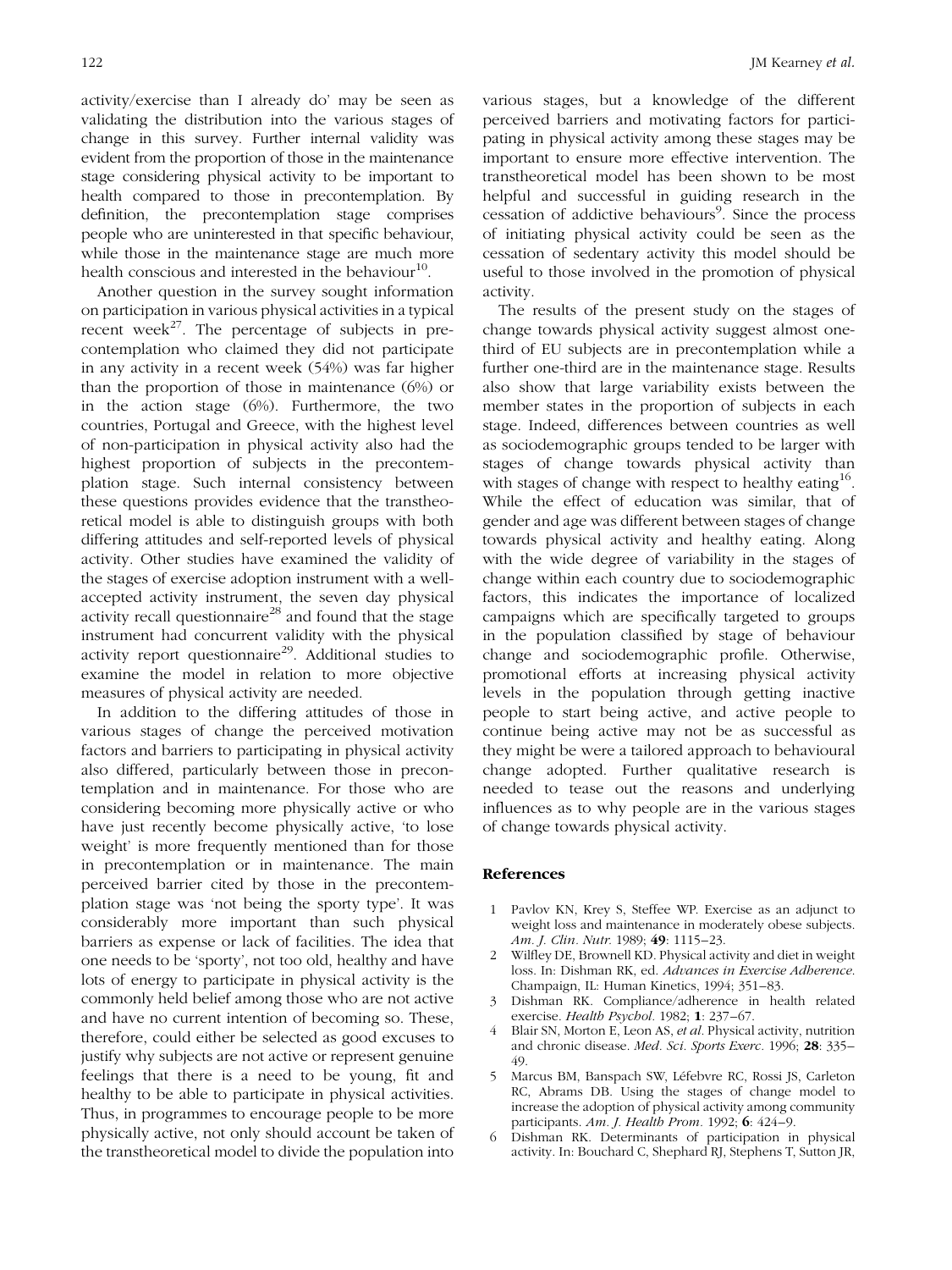activity/exercise than I already do' may be seen as validating the distribution into the various stages of change in this survey. Further internal validity was evident from the proportion of those in the maintenance stage considering physical activity to be important to health compared to those in precontemplation. By definition, the precontemplation stage comprises people who are uninterested in that specific behaviour, while those in the maintenance stage are much more health conscious and interested in the behaviour[10].

Another question in the survey sought information on participation in various physical activities in a typical recent week[27]. The percentage of subjects in precontemplation who claimed they did not participate in any activity in a recent week (54%) was far higher than the proportion of those in maintenance (6%) or in the action stage (6%). Furthermore, the two countries, Portugal and Greece, with the highest level of non-participation in physical activity also had the highest proportion of subjects in the precontemplation stage. Such internal consistency between these questions provides evidence that the transtheoretical model is able to distinguish groups with both differing attitudes and self-reported levels of physical activity. Other studies have examined the validity of the stages of exercise adoption instrument with a well-accepted activity instrument, the seven day physical activity recall questionnaire[28] and found that the stage instrument had concurrent validity with the physical activity report questionnaire[29]. Additional studies to examine the model in relation to more objective measures of physical activity are needed.

In addition to the differing attitudes of those in various stages of change the perceived motivation factors and barriers to participating in physical activity also differed, particularly between those in precontemplation and in maintenance. For those who are considering becoming more physically active or who have just recently become physically active, 'to lose weight' is more frequently mentioned than for those in precontemplation or in maintenance. The main perceived barrier cited by those in the precontemplation stage was 'not being the sporty type'. It was considerably more important than such physical barriers as expense or lack of facilities. The idea that one needs to be 'sporty', not too old, healthy and have lots of energy to participate in physical activity is the commonly held belief among those who are not active and have no current intention of becoming so. These, therefore, could either be selected as good excuses to justify why subjects are not active or represent genuine feelings that there is a need to be young, fit and healthy to be able to participate in physical activities. Thus, in programmes to encourage people to be more physically active, not only should account be taken of the transtheoretical model to divide the population into various stages, but a knowledge of the different perceived barriers and motivating factors for participating in physical activity among these stages may be important to ensure more effective intervention. The transtheoretical model has been shown to be most helpful and successful in guiding research in the cessation of addictive behaviours[9]. Since the process of initiating physical activity could be seen as the cessation of sedentary activity this model should be useful to those involved in the promotion of physical activity.

The results of the present study on the stages of change towards physical activity suggest almost one-third of EU subjects are in precontemplation while a further one-third are in the maintenance stage. Results also show that large variability exists between the member states in the proportion of subjects in each stage. Indeed, differences between countries as well as sociodemographic groups tended to be larger with stages of change towards physical activity than with stages of change with respect to healthy eating[16]. While the effect of education was similar, that of gender and age was different between stages of change towards physical activity and healthy eating. Along with the wide degree of variability in the stages of change within each country due to sociodemographic factors, this indicates the importance of localized campaigns which are specifically targeted to groups in the population classified by stage of behaviour change and sociodemographic profile. Otherwise, promotional efforts at increasing physical activity levels in the population through getting inactive people to start being active, and active people to continue being active may not be as successful as they might be were a tailored approach to behavioural change adopted. Further qualitative research is needed to tease out the reasons and underlying influences as to why people are in the various stages of change towards physical activity.

## References

1. Pavlov KN, Krey S, Steffee WP. Exercise as an adjunct to weight loss and maintenance in moderately obese subjects. *Am. J. Clin. Nutr.* 1989; **49**: 1115–23.
2. Wilfley DE, Brownell KD. Physical activity and diet in weight loss. In: Dishman RK, ed. *Advances in Exercise Adherence*. Champaign, IL: Human Kinetics, 1994; 351–83.
3. Dishman RK. Compliance/adherence in health related exercise. *Health Psychol.* 1982; **1**: 237–67.
4. Blair SN, Morton E, Leon AS, *et al*. Physical activity, nutrition and chronic disease. *Med. Sci. Sports Exerc.* 1996; **28**: 335–49.
5. Marcus BM, Banspach SW, Léfebvre RC, Rossi JS, Carleton RC, Abrams DB. Using the stages of change model to increase the adoption of physical activity among community participants. *Am. J. Health Prom.* 1992; **6**: 424–9.
6. Dishman RK. Determinants of participation in physical activity. In: Bouchard C, Shephard RJ, Stephens T, Sutton JR,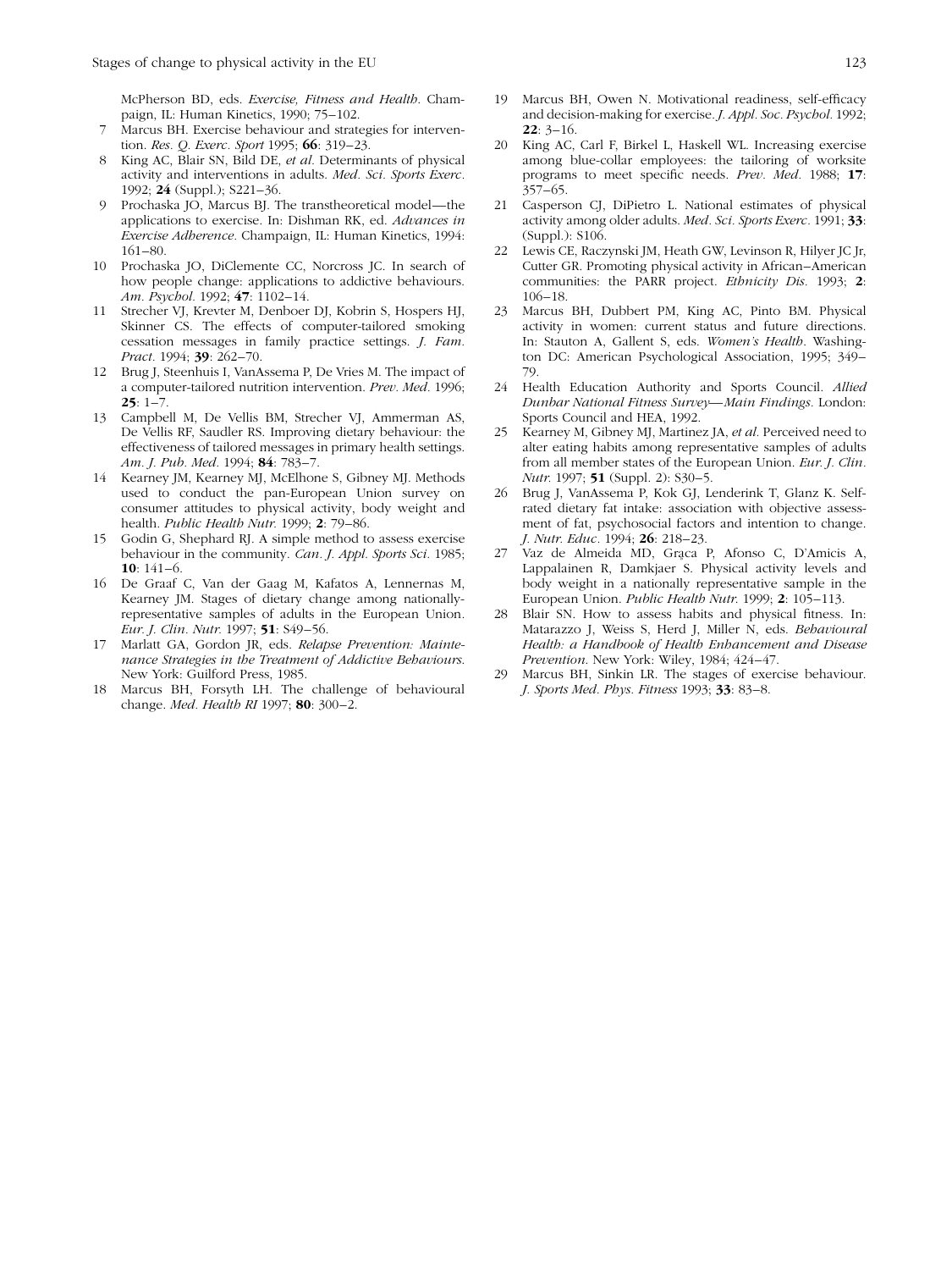McPherson BD, eds. *Exercise, Fitness and Health*. Champaign, IL: Human Kinetics, 1990; 75–102.

7 Marcus BH. Exercise behaviour and strategies for intervention. *Res. Q. Exerc. Sport* 1995; **66**: 319–23.

8 King AC, Blair SN, Bild DE, *et al*. Determinants of physical activity and interventions in adults. *Med. Sci. Sports Exerc*. 1992; **24** (Suppl.); S221–36.

9 Prochaska JO, Marcus BJ. The transtheoretical model—the applications to exercise. In: Dishman RK, ed. *Advances in Exercise Adherence*. Champaign, IL: Human Kinetics, 1994: 161–80.

10 Prochaska JO, DiClemente CC, Norcross JC. In search of how people change: applications to addictive behaviours. *Am. Psychol*. 1992; **47**: 1102–14.

11 Strecher VJ, Krevter M, Denboer DJ, Kobrin S, Hospers HJ, Skinner CS. The effects of computer-tailored smoking cessation messages in family practice settings. *J. Fam. Pract*. 1994; **39**: 262–70.

12 Brug J, Steenhuis I, VanAssema P, De Vries M. The impact of a computer-tailored nutrition intervention. *Prev. Med*. 1996; **25**: 1–7.

13 Campbell M, De Vellis BM, Strecher VJ, Ammerman AS, De Vellis RF, Saudler RS. Improving dietary behaviour: the effectiveness of tailored messages in primary health settings. *Am. J. Pub. Med*. 1994; **84**: 783–7.

14 Kearney JM, Kearney MJ, McElhone S, Gibney MJ. Methods used to conduct the pan-European Union survey on consumer attitudes to physical activity, body weight and health. *Public Health Nutr*. 1999; **2**: 79–86.

15 Godin G, Shephard RJ. A simple method to assess exercise behaviour in the community. *Can. J. Appl. Sports Sci*. 1985; **10**: 141–6.

16 De Graaf C, Van der Gaag M, Kafatos A, Lennernas M, Kearney JM. Stages of dietary change among nationally-representative samples of adults in the European Union. *Eur. J. Clin. Nutr*. 1997; **51**: S49–56.

17 Marlatt GA, Gordon JR, eds. *Relapse Prevention: Maintenance Strategies in the Treatment of Addictive Behaviours*. New York: Guilford Press, 1985.

18 Marcus BH, Forsyth LH. The challenge of behavioural change. *Med. Health RI* 1997; **80**: 300–2.

19 Marcus BH, Owen N. Motivational readiness, self-efficacy and decision-making for exercise. *J. Appl. Soc. Psychol*. 1992; **22**: 3–16.

20 King AC, Carl F, Birkel L, Haskell WL. Increasing exercise among blue-collar employees: the tailoring of worksite programs to meet specific needs. *Prev. Med*. 1988; **17**: 357–65.

21 Casperson CJ, DiPietro L. National estimates of physical activity among older adults. *Med. Sci. Sports Exerc*. 1991; **33**: (Suppl.): S106.

22 Lewis CE, Raczynski JM, Heath GW, Levinson R, Hilyer JC Jr, Cutter GR. Promoting physical activity in African–American communities: the PARR project. *Ethnicity Dis*. 1993; **2**: 106–18.

23 Marcus BH, Dubbert PM, King AC, Pinto BM. Physical activity in women: current status and future directions. In: Stauton A, Gallent S, eds. *Women's Health*. Washington DC: American Psychological Association, 1995; 349–79.

24 Health Education Authority and Sports Council. *Allied Dunbar National Fitness Survey—Main Findings*. London: Sports Council and HEA, 1992.

25 Kearney M, Gibney MJ, Martinez JA, *et al*. Perceived need to alter eating habits among representative samples of adults from all member states of the European Union. *Eur. J. Clin. Nutr*. 1997; **51** (Suppl. 2): S30–5.

26 Brug J, VanAssema P, Kok GJ, Lenderink T, Glanz K. Self-rated dietary fat intake: association with objective assessment of fat, psychosocial factors and intention to change. *J. Nutr. Educ*. 1994; **26**: 218–23.

27 Vaz de Almeida MD, Graça P, Afonso C, D'Amicis A, Lappalainen R, Damkjaer S. Physical activity levels and body weight in a nationally representative sample in the European Union. *Public Health Nutr*. 1999; **2**: 105–113.

28 Blair SN. How to assess habits and physical fitness. In: Matarazzo J, Weiss S, Herd J, Miller N, eds. *Behavioural Health: a Handbook of Health Enhancement and Disease Prevention*. New York: Wiley, 1984; 424–47.

29 Marcus BH, Sinkin LR. The stages of exercise behaviour. *J. Sports Med. Phys. Fitness* 1993; **33**: 83–8.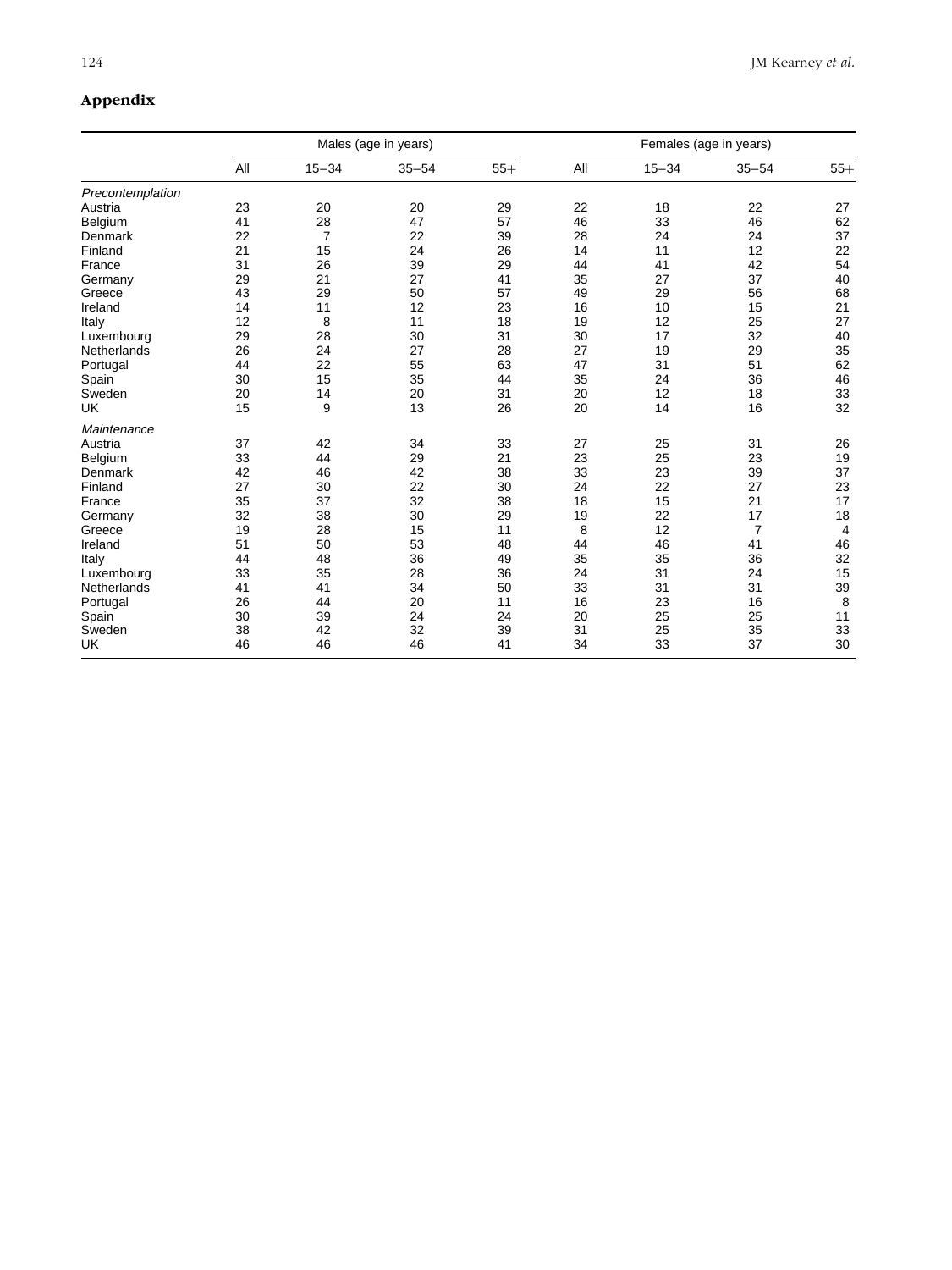## Appendix

| | Males (age in years) | | | | Females (age in years) | | | |
|---|---|---|---|---|---|---|---|---|
| | All | 15–34 | 35–54 | 55+ | All | 15–34 | 35–54 | 55+ |
| *Precontemplation* | | | | | | | | |
| Austria | 23 | 20 | 20 | 29 | 22 | 18 | 22 | 27 |
| Belgium | 41 | 28 | 47 | 57 | 46 | 33 | 46 | 62 |
| Denmark | 22 | 7 | 22 | 39 | 28 | 24 | 24 | 37 |
| Finland | 21 | 15 | 24 | 26 | 14 | 11 | 12 | 22 |
| France | 31 | 26 | 39 | 29 | 44 | 41 | 42 | 54 |
| Germany | 29 | 21 | 27 | 41 | 35 | 27 | 37 | 40 |
| Greece | 43 | 29 | 50 | 57 | 49 | 29 | 56 | 68 |
| Ireland | 14 | 11 | 12 | 23 | 16 | 10 | 15 | 21 |
| Italy | 12 | 8 | 11 | 18 | 19 | 12 | 25 | 27 |
| Luxembourg | 29 | 28 | 30 | 31 | 30 | 17 | 32 | 40 |
| Netherlands | 26 | 24 | 27 | 28 | 27 | 19 | 29 | 35 |
| Portugal | 44 | 22 | 55 | 63 | 47 | 31 | 51 | 62 |
| Spain | 30 | 15 | 35 | 44 | 35 | 24 | 36 | 46 |
| Sweden | 20 | 14 | 20 | 31 | 20 | 12 | 18 | 33 |
| UK | 15 | 9 | 13 | 26 | 20 | 14 | 16 | 32 |
| *Maintenance* | | | | | | | | |
| Austria | 37 | 42 | 34 | 33 | 27 | 25 | 31 | 26 |
| Belgium | 33 | 44 | 29 | 21 | 23 | 25 | 23 | 19 |
| Denmark | 42 | 46 | 42 | 38 | 33 | 23 | 39 | 37 |
| Finland | 27 | 30 | 22 | 30 | 24 | 22 | 27 | 23 |
| France | 35 | 37 | 32 | 38 | 18 | 15 | 21 | 17 |
| Germany | 32 | 38 | 30 | 29 | 19 | 22 | 17 | 18 |
| Greece | 19 | 28 | 15 | 11 | 8 | 12 | 7 | 4 |
| Ireland | 51 | 50 | 53 | 48 | 44 | 46 | 41 | 46 |
| Italy | 44 | 48 | 36 | 49 | 35 | 35 | 36 | 32 |
| Luxembourg | 33 | 35 | 28 | 36 | 24 | 31 | 24 | 15 |
| Netherlands | 41 | 41 | 34 | 50 | 33 | 31 | 31 | 39 |
| Portugal | 26 | 44 | 20 | 11 | 16 | 23 | 16 | 8 |
| Spain | 30 | 39 | 24 | 24 | 20 | 25 | 25 | 11 |
| Sweden | 38 | 42 | 32 | 39 | 31 | 25 | 35 | 33 |
| UK | 46 | 46 | 46 | 41 | 34 | 33 | 37 | 30 |